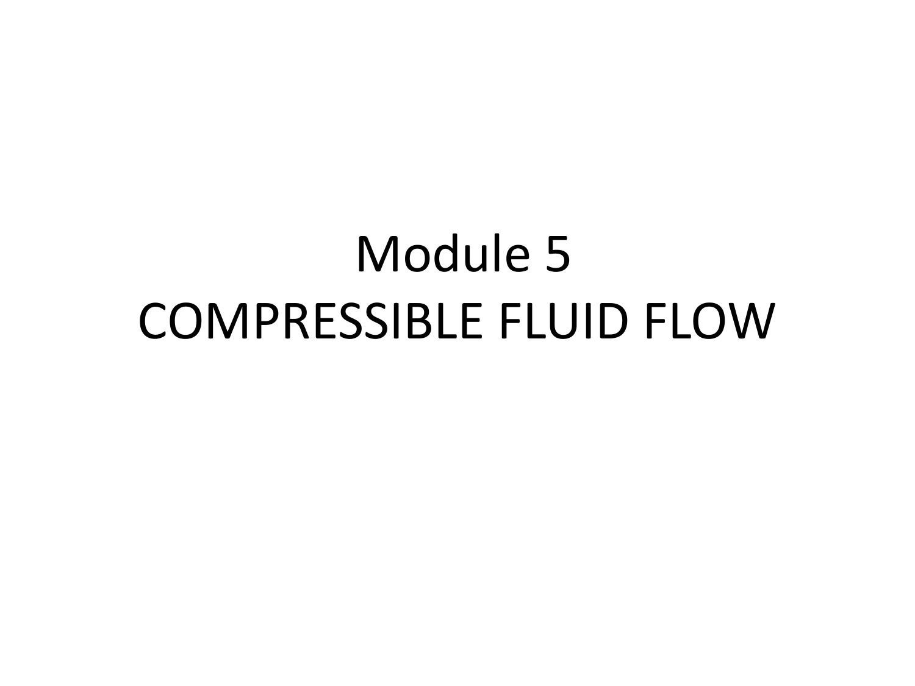# Module 5
# COMPRESSIBLE FLUID FLOW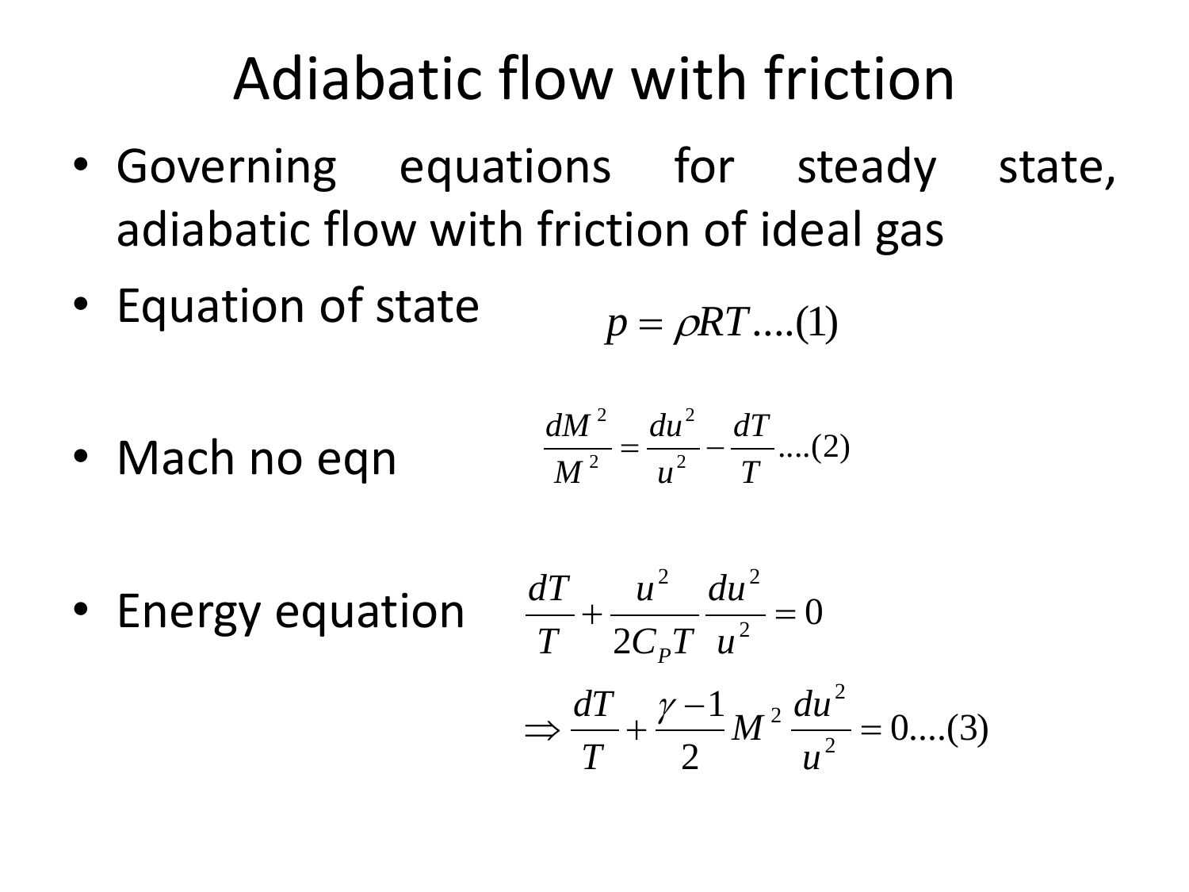# Adiabatic flow with friction

- Governing equations for steady state, adiabatic flow with friction of ideal gas
- Equation of state

$$p = \rho RT \ldots.(1)$$

- Mach no eqn

$$\frac{dM^2}{M^2} = \frac{du^2}{u^2} - \frac{dT}{T} \ldots.(2)$$

- Energy equation

$$\frac{dT}{T} + \frac{u^2}{2C_P T}\frac{du^2}{u^2} = 0$$

$$\Rightarrow \frac{dT}{T} + \frac{\gamma - 1}{2} M^2 \frac{du^2}{u^2} = 0 \ldots.(3)$$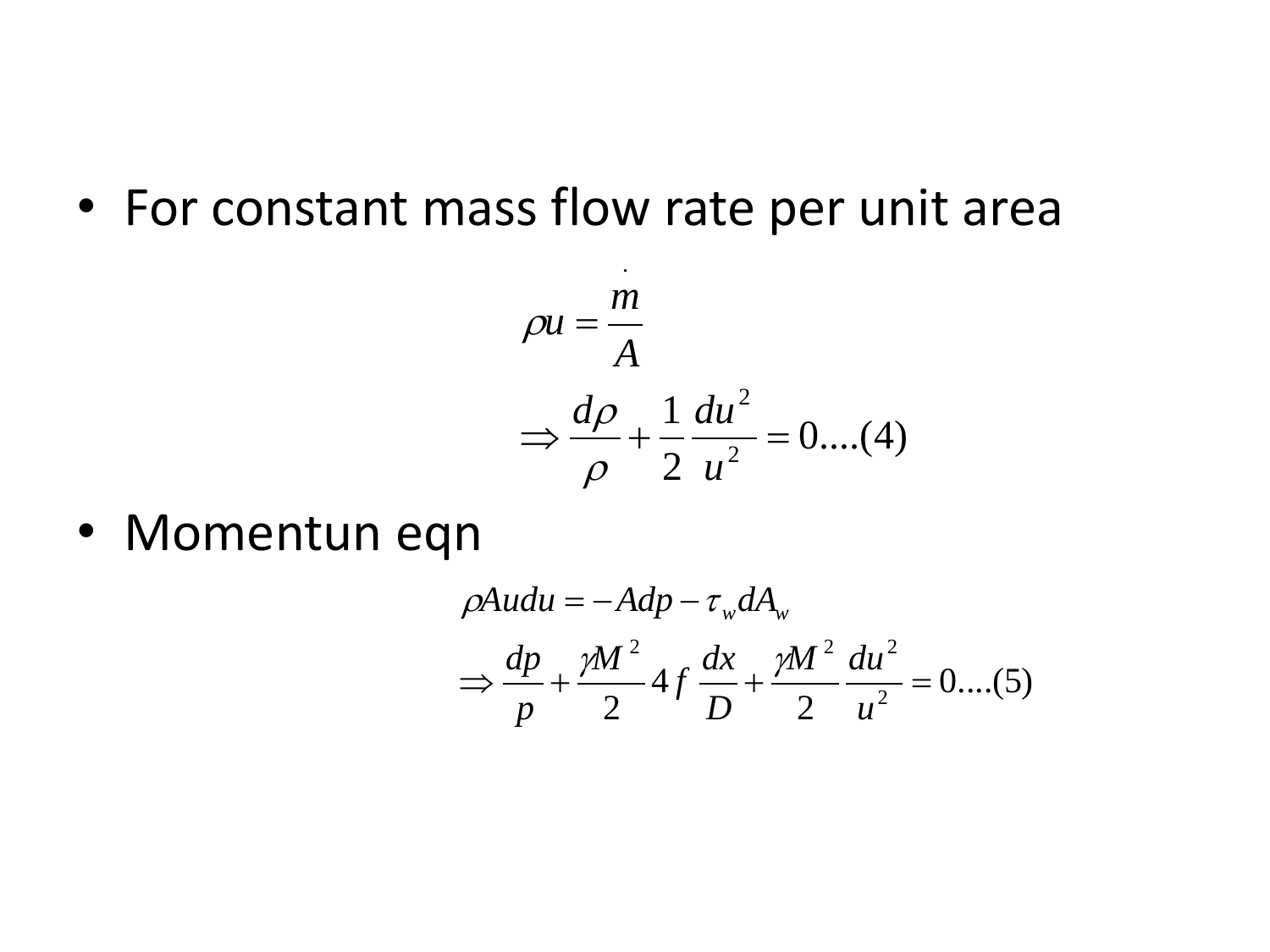- For constant mass flow rate per unit area

$$\rho u = \frac{\dot{m}}{A}$$

$$\Rightarrow \frac{d\rho}{\rho} + \frac{1}{2}\frac{du^2}{u^2} = 0....(4)$$

- Momentun eqn

$$\rho A u du = -A dp - \tau_w dA_w$$

$$\Rightarrow \frac{dp}{p} + \frac{\gamma M^2}{2} 4f \frac{dx}{D} + \frac{\gamma M^2}{2}\frac{du^2}{u^2} = 0....(5)$$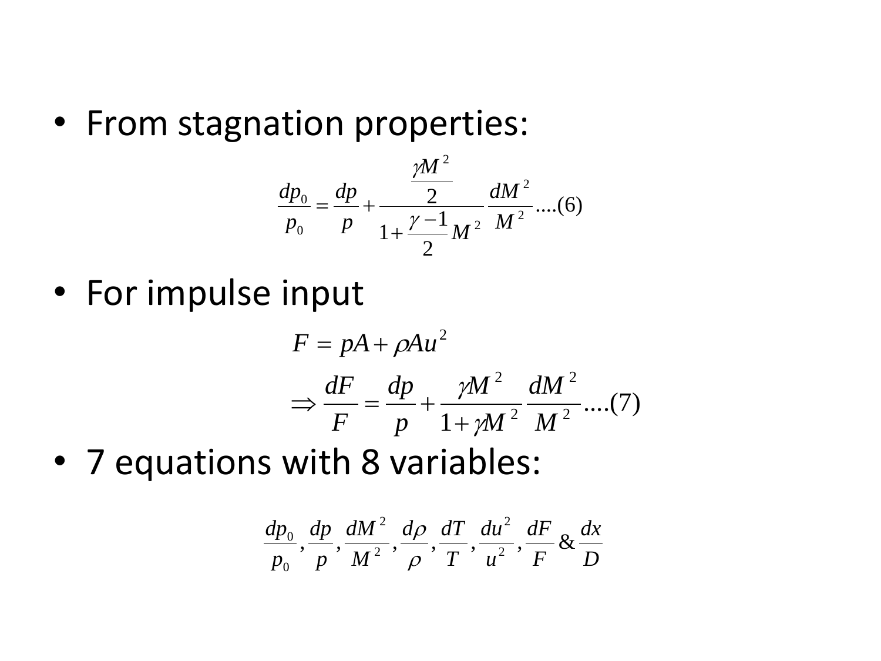- From stagnation properties:

$$\frac{dp_0}{p_0} = \frac{dp}{p} + \frac{\frac{\gamma M^2}{2}}{1 + \frac{\gamma - 1}{2} M^2} \frac{dM^2}{M^2} \text{....(6)}$$

- For impulse input

$$F = pA + \rho A u^2$$

$$\Rightarrow \frac{dF}{F} = \frac{dp}{p} + \frac{\gamma M^2}{1 + \gamma M^2} \frac{dM^2}{M^2} \text{....(7)}$$

- 7 equations with 8 variables:

$$\frac{dp_0}{p_0}, \frac{dp}{p}, \frac{dM^2}{M^2}, \frac{d\rho}{\rho}, \frac{dT}{T}, \frac{du^2}{u^2}, \frac{dF}{F} \,\&\, \frac{dx}{D}$$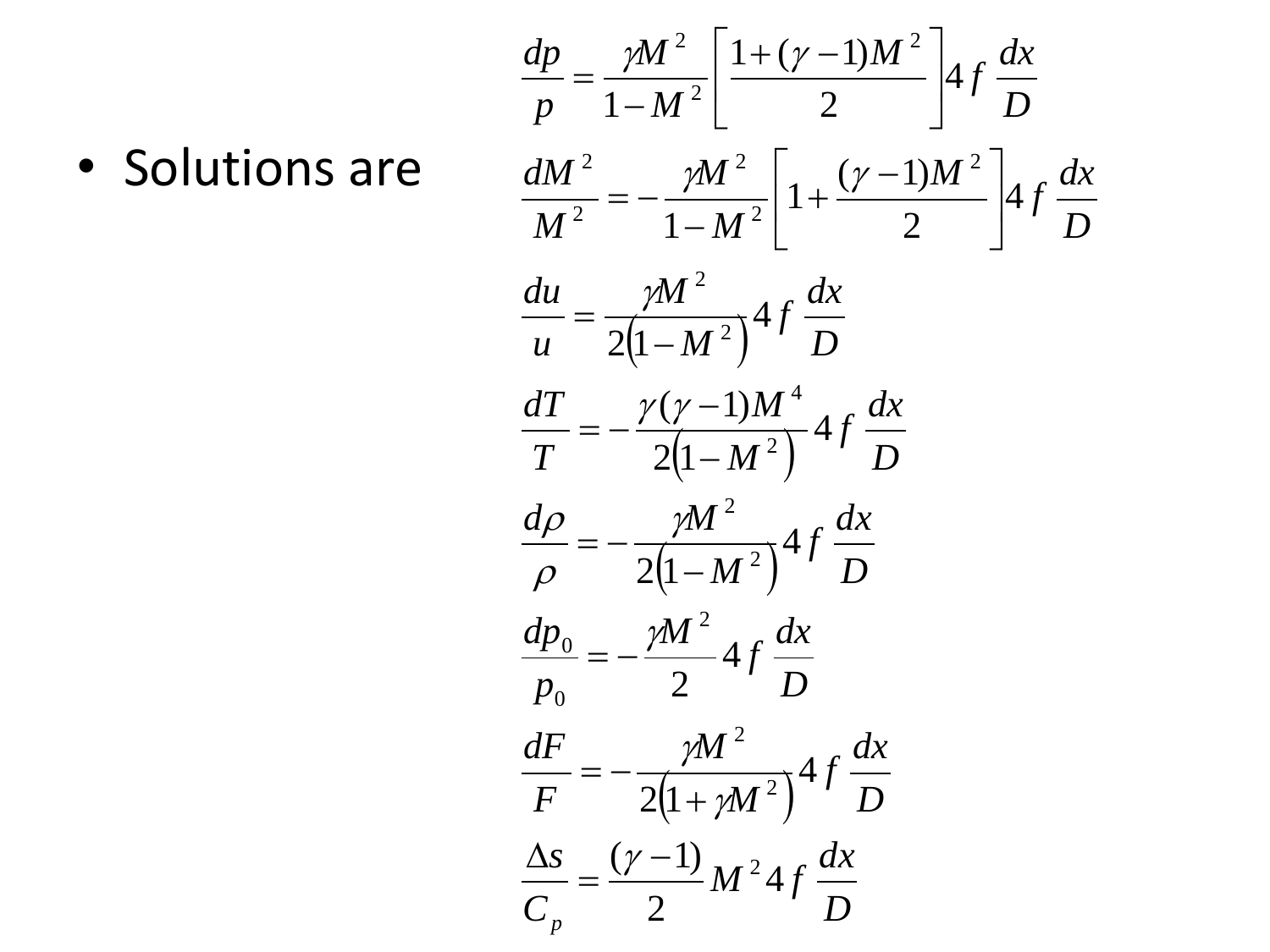- Solutions are

$$\frac{dp}{p} = \frac{\gamma M^2}{1-M^2}\left[\frac{1+(\gamma-1)M^2}{2}\right]4f\,\frac{dx}{D}$$

$$\frac{dM^2}{M^2} = -\frac{\gamma M^2}{1-M^2}\left[1+\frac{(\gamma-1)M^2}{2}\right]4f\,\frac{dx}{D}$$

$$\frac{du}{u} = \frac{\gamma M^2}{2\left(1-M^2\right)}4f\,\frac{dx}{D}$$

$$\frac{dT}{T} = -\frac{\gamma(\gamma-1)M^4}{2\left(1-M^2\right)}4f\,\frac{dx}{D}$$

$$\frac{d\rho}{\rho} = -\frac{\gamma M^2}{2\left(1-M^2\right)}4f\,\frac{dx}{D}$$

$$\frac{dp_0}{p_0} = -\frac{\gamma M^2}{2}4f\,\frac{dx}{D}$$

$$\frac{dF}{F} = -\frac{\gamma M^2}{2\left(1+\gamma M^2\right)}4f\,\frac{dx}{D}$$

$$\frac{\Delta s}{C_p} = \frac{(\gamma-1)}{2}M^2 4f\,\frac{dx}{D}$$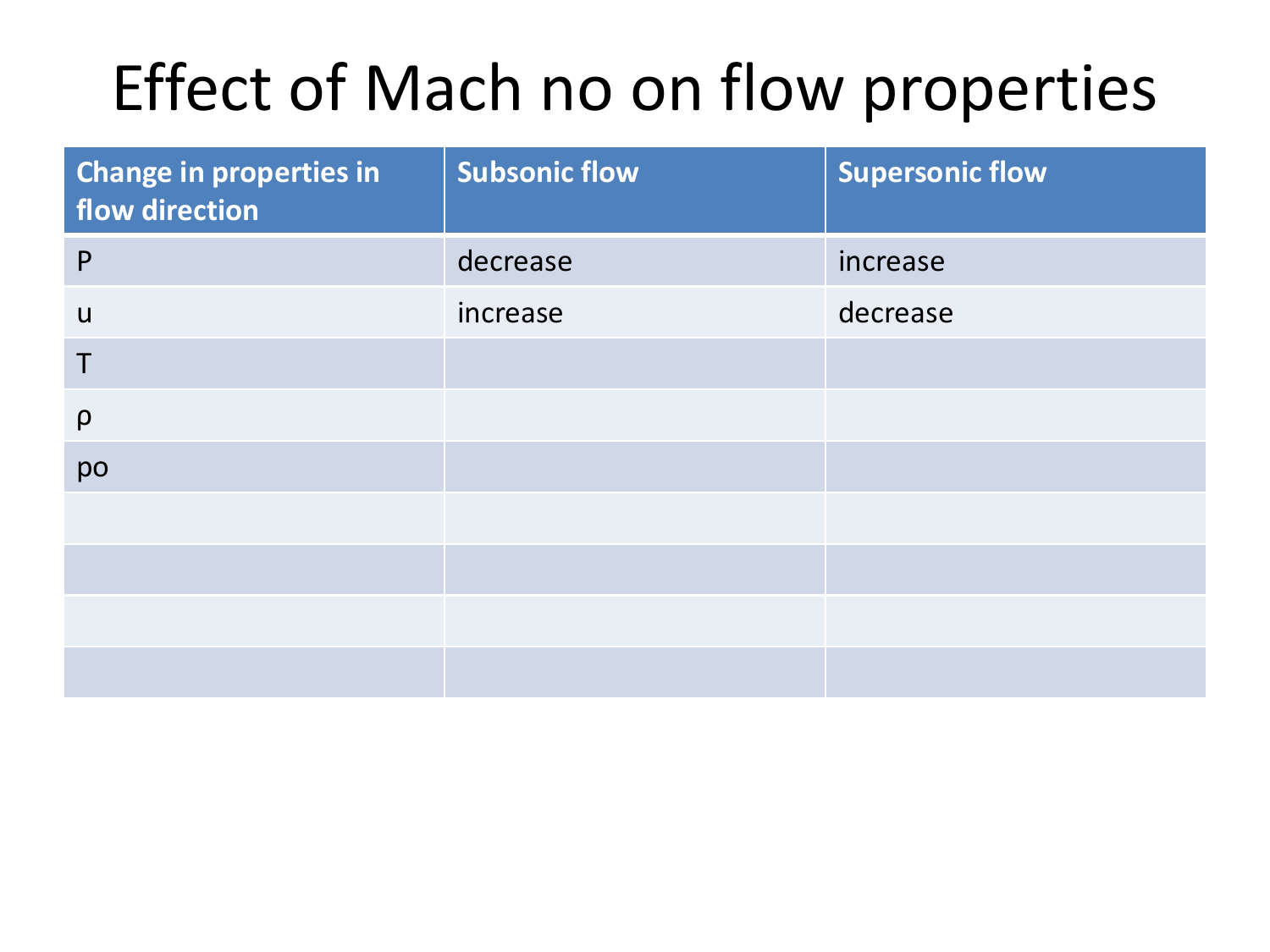# Effect of Mach no on flow properties

| Change in properties in flow direction | Subsonic flow | Supersonic flow |
|---|---|---|
| P | decrease | increase |
| u | increase | decrease |
| T | | |
| ρ | | |
| po | | |
| | | |
| | | |
| | | |
| | | |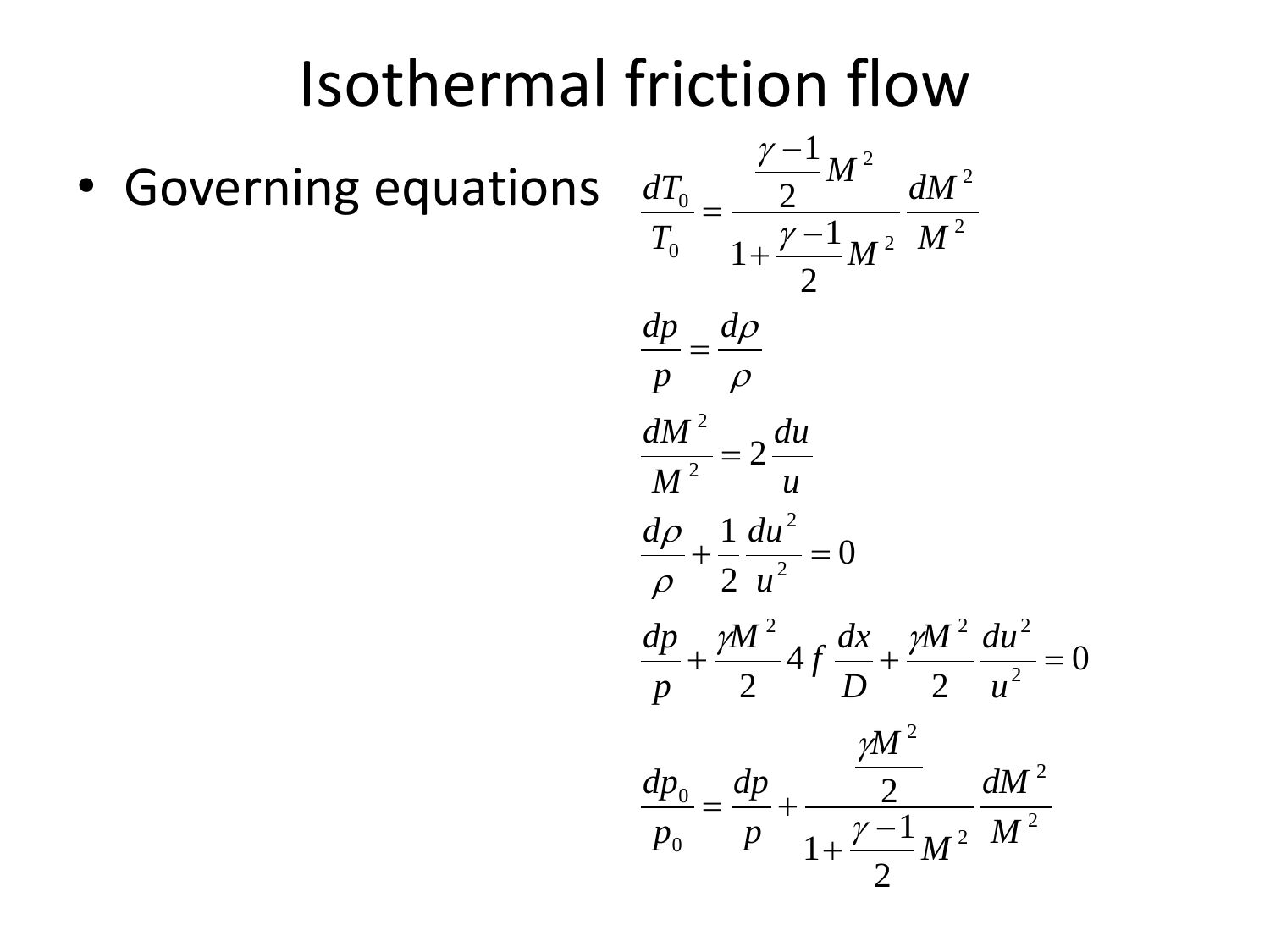# Isothermal friction flow

- Governing equations

$$\frac{dT_0}{T_0} = \frac{\frac{\gamma - 1}{2} M^2}{1 + \frac{\gamma - 1}{2} M^2} \frac{dM^2}{M^2}$$

$$\frac{dp}{p} = \frac{d\rho}{\rho}$$

$$\frac{dM^2}{M^2} = 2 \frac{du}{u}$$

$$\frac{d\rho}{\rho} + \frac{1}{2} \frac{du^2}{u^2} = 0$$

$$\frac{dp}{p} + \frac{\gamma M^2}{2} 4 f \frac{dx}{D} + \frac{\gamma M^2}{2} \frac{du^2}{u^2} = 0$$

$$\frac{dp_0}{p_0} = \frac{dp}{p} + \frac{\frac{\gamma M^2}{2}}{1 + \frac{\gamma - 1}{2} M^2} \frac{dM^2}{M^2}$$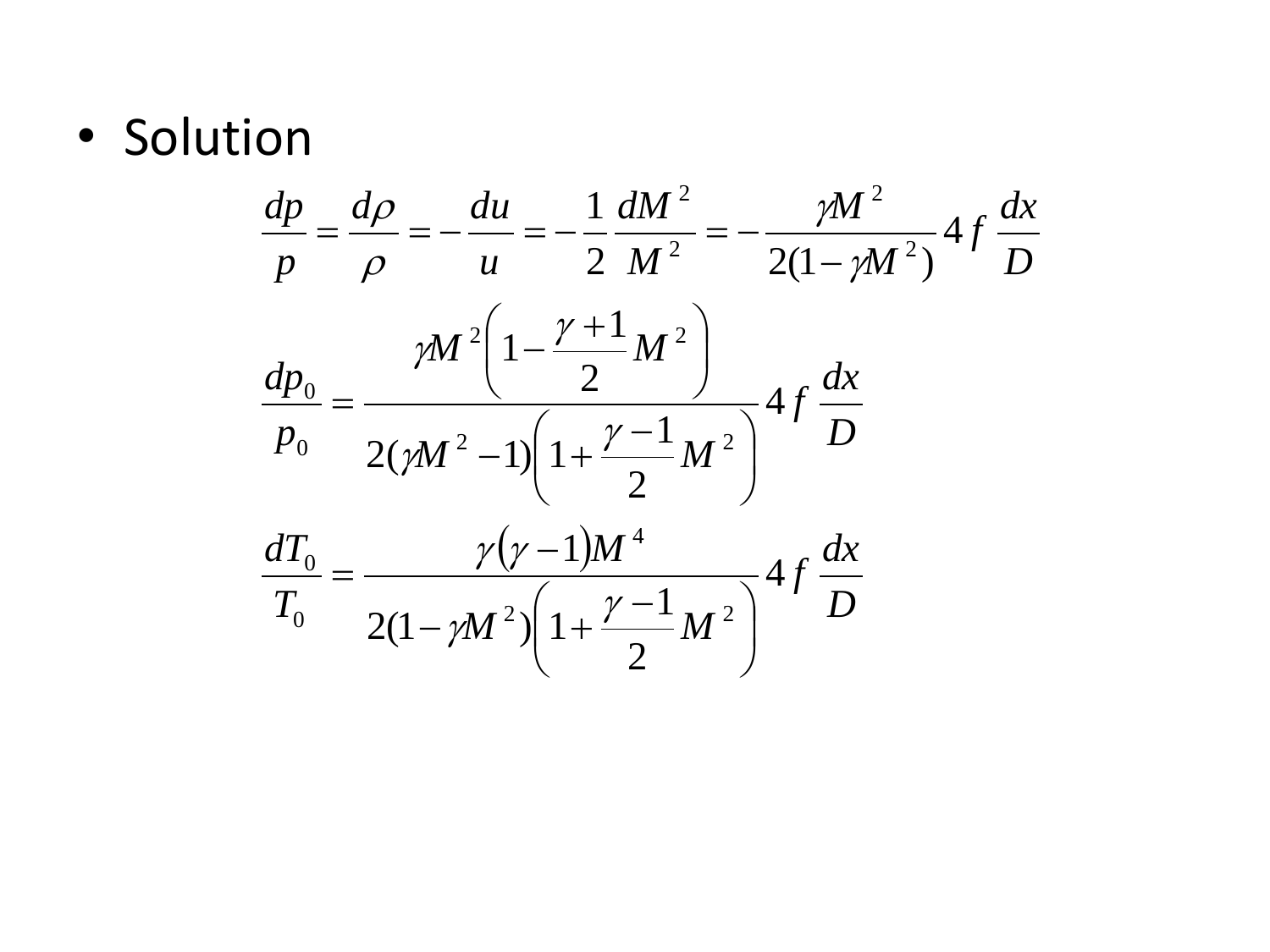- Solution

$$\frac{dp}{p} = \frac{d\rho}{\rho} = -\frac{du}{u} = -\frac{1}{2}\frac{dM^2}{M^2} = -\frac{\gamma M^2}{2(1-\gamma M^2)} 4f\,\frac{dx}{D}$$

$$\frac{dp_0}{p_0} = \frac{\gamma M^2\left(1 - \frac{\gamma+1}{2}M^2\right)}{2(\gamma M^2 - 1)\left(1 + \frac{\gamma-1}{2}M^2\right)} 4f\,\frac{dx}{D}$$

$$\frac{dT_0}{T_0} = \frac{\gamma(\gamma-1)M^4}{2(1-\gamma M^2)\left(1 + \frac{\gamma-1}{2}M^2\right)} 4f\,\frac{dx}{D}$$